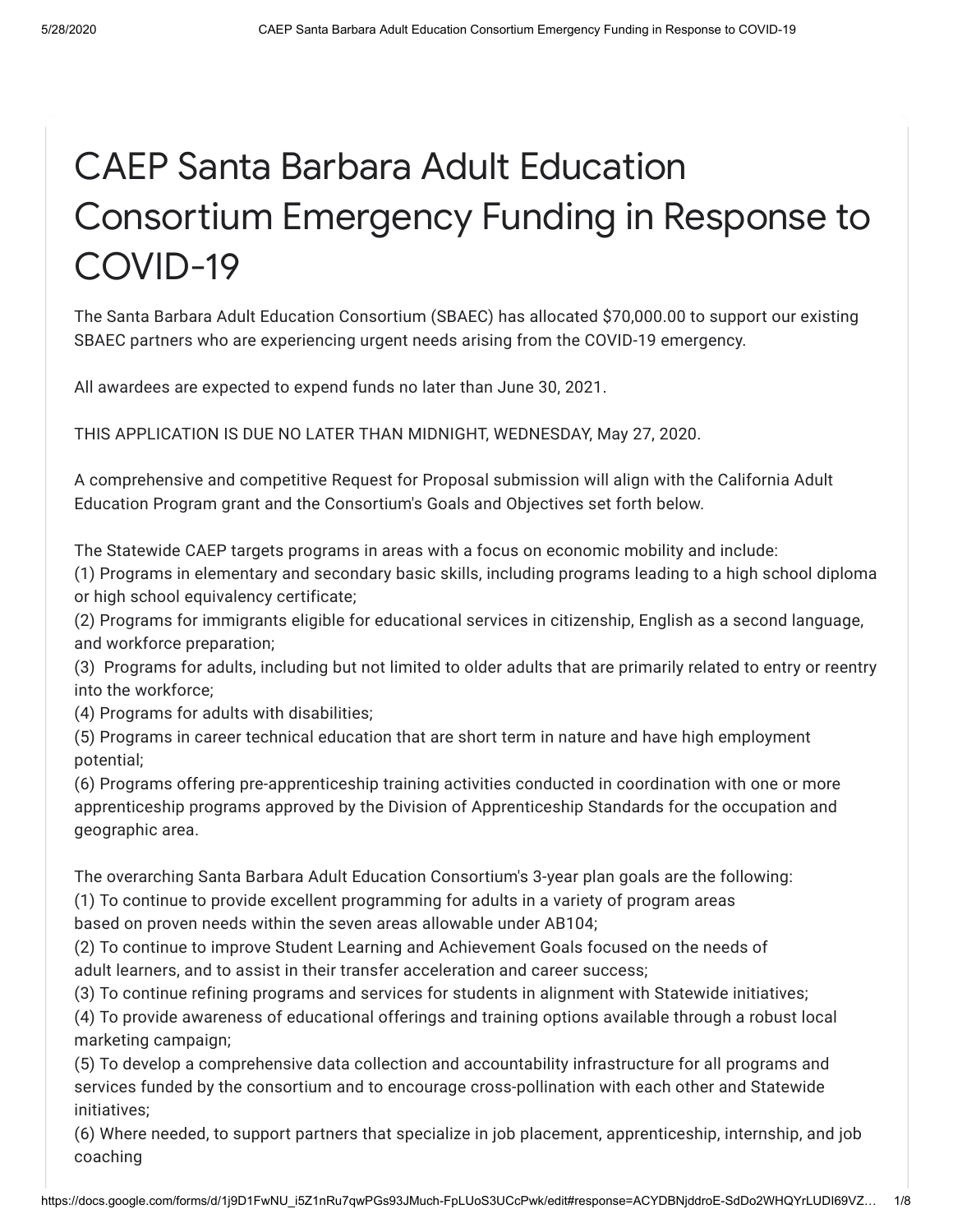# CAEP Santa Barbara Adult Education Consortium Emergency Funding in Response to COVID-19

The Santa Barbara Adult Education Consortium (SBAEC) has allocated $70,000.00 to support our existing SBAEC partners who are experiencing urgent needs arising from the COVID-19 emergency.

All awardees are expected to expend funds no later than June 30, 2021.

THIS APPLICATION IS DUE NO LATER THAN MIDNIGHT, WEDNESDAY, May 27, 2020.

A comprehensive and competitive Request for Proposal submission will align with the California Adult Education Program grant and the Consortium's Goals and Objectives set forth below.

The Statewide CAEP targets programs in areas with a focus on economic mobility and include:
(1) Programs in elementary and secondary basic skills, including programs leading to a high school diploma or high school equivalency certificate;
(2) Programs for immigrants eligible for educational services in citizenship, English as a second language, and workforce preparation;
(3) Programs for adults, including but not limited to older adults that are primarily related to entry or reentry into the workforce;
(4) Programs for adults with disabilities;
(5) Programs in career technical education that are short term in nature and have high employment potential;
(6) Programs offering pre-apprenticeship training activities conducted in coordination with one or more apprenticeship programs approved by the Division of Apprenticeship Standards for the occupation and geographic area.

The overarching Santa Barbara Adult Education Consortium's 3-year plan goals are the following:
(1) To continue to provide excellent programming for adults in a variety of program areas based on proven needs within the seven areas allowable under AB104;
(2) To continue to improve Student Learning and Achievement Goals focused on the needs of adult learners, and to assist in their transfer acceleration and career success;
(3) To continue refining programs and services for students in alignment with Statewide initiatives;
(4) To provide awareness of educational offerings and training options available through a robust local marketing campaign;
(5) To develop a comprehensive data collection and accountability infrastructure for all programs and services funded by the consortium and to encourage cross-pollination with each other and Statewide initiatives;
(6) Where needed, to support partners that specialize in job placement, apprenticeship, internship, and job coaching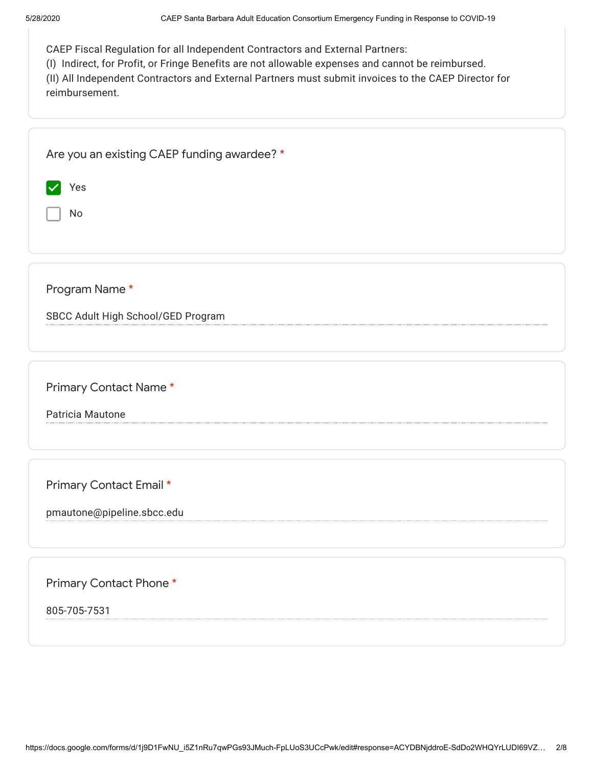CAEP Fiscal Regulation for all Independent Contractors and External Partners:
(I) Indirect, for Profit, or Fringe Benefits are not allowable expenses and cannot be reimbursed.
(II) All Independent Contractors and External Partners must submit invoices to the CAEP Director for reimbursement.

Are you an existing CAEP funding awardee? *

- [x] Yes
- [ ] No

Program Name *

SBCC Adult High School/GED Program

Primary Contact Name *

Patricia Mautone

Primary Contact Email *

pmautone@pipeline.sbcc.edu

Primary Contact Phone *

805-705-7531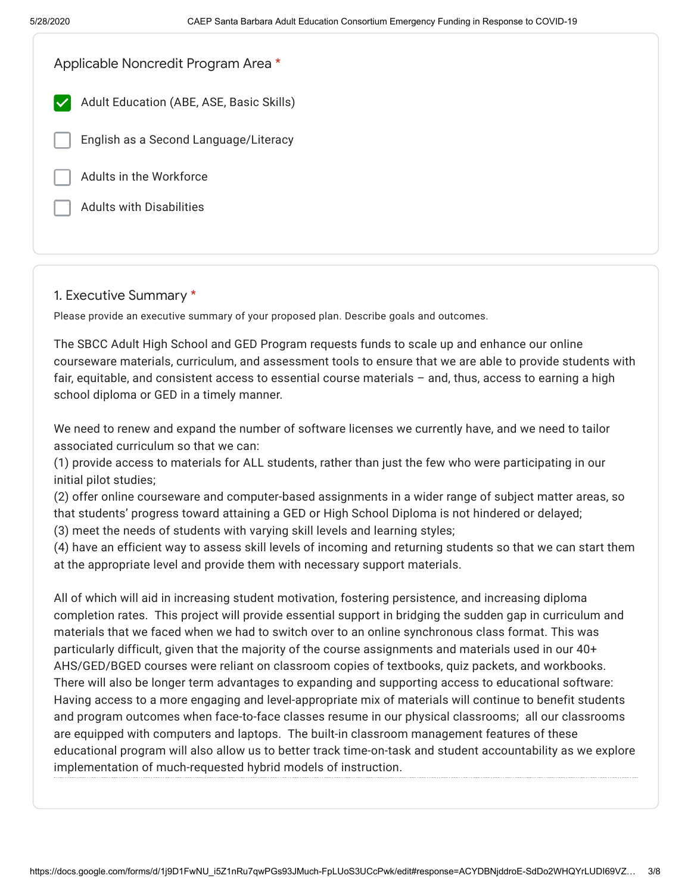Applicable Noncredit Program Area *

- [x] Adult Education (ABE, ASE, Basic Skills)
- [ ] English as a Second Language/Literacy
- [ ] Adults in the Workforce
- [ ] Adults with Disabilities

## 1. Executive Summary *

Please provide an executive summary of your proposed plan. Describe goals and outcomes.

The SBCC Adult High School and GED Program requests funds to scale up and enhance our online courseware materials, curriculum, and assessment tools to ensure that we are able to provide students with fair, equitable, and consistent access to essential course materials – and, thus, access to earning a high school diploma or GED in a timely manner.

We need to renew and expand the number of software licenses we currently have, and we need to tailor associated curriculum so that we can:
(1) provide access to materials for ALL students, rather than just the few who were participating in our initial pilot studies;
(2) offer online courseware and computer-based assignments in a wider range of subject matter areas, so that students' progress toward attaining a GED or High School Diploma is not hindered or delayed;
(3) meet the needs of students with varying skill levels and learning styles;
(4) have an efficient way to assess skill levels of incoming and returning students so that we can start them at the appropriate level and provide them with necessary support materials.

All of which will aid in increasing student motivation, fostering persistence, and increasing diploma completion rates. This project will provide essential support in bridging the sudden gap in curriculum and materials that we faced when we had to switch over to an online synchronous class format. This was particularly difficult, given that the majority of the course assignments and materials used in our 40+ AHS/GED/BGED courses were reliant on classroom copies of textbooks, quiz packets, and workbooks. There will also be longer term advantages to expanding and supporting access to educational software: Having access to a more engaging and level-appropriate mix of materials will continue to benefit students and program outcomes when face-to-face classes resume in our physical classrooms; all our classrooms are equipped with computers and laptops. The built-in classroom management features of these educational program will also allow us to better track time-on-task and student accountability as we explore implementation of much-requested hybrid models of instruction.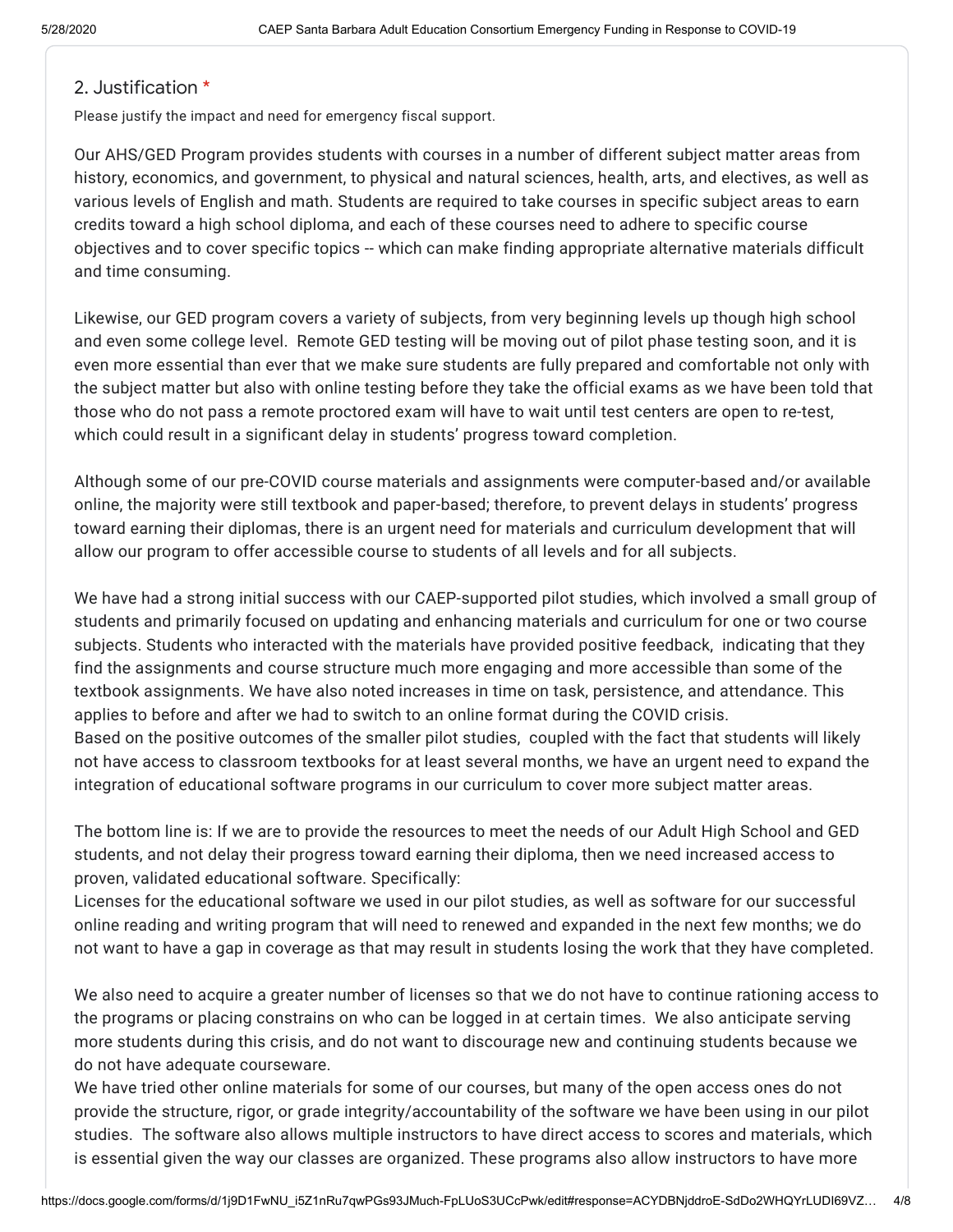## 2. Justification *

Please justify the impact and need for emergency fiscal support.

Our AHS/GED Program provides students with courses in a number of different subject matter areas from history, economics, and government, to physical and natural sciences, health, arts, and electives, as well as various levels of English and math. Students are required to take courses in specific subject areas to earn credits toward a high school diploma, and each of these courses need to adhere to specific course objectives and to cover specific topics -- which can make finding appropriate alternative materials difficult and time consuming.

Likewise, our GED program covers a variety of subjects, from very beginning levels up though high school and even some college level. Remote GED testing will be moving out of pilot phase testing soon, and it is even more essential than ever that we make sure students are fully prepared and comfortable not only with the subject matter but also with online testing before they take the official exams as we have been told that those who do not pass a remote proctored exam will have to wait until test centers are open to re-test, which could result in a significant delay in students' progress toward completion.

Although some of our pre-COVID course materials and assignments were computer-based and/or available online, the majority were still textbook and paper-based; therefore, to prevent delays in students' progress toward earning their diplomas, there is an urgent need for materials and curriculum development that will allow our program to offer accessible course to students of all levels and for all subjects.

We have had a strong initial success with our CAEP-supported pilot studies, which involved a small group of students and primarily focused on updating and enhancing materials and curriculum for one or two course subjects. Students who interacted with the materials have provided positive feedback, indicating that they find the assignments and course structure much more engaging and more accessible than some of the textbook assignments. We have also noted increases in time on task, persistence, and attendance. This applies to before and after we had to switch to an online format during the COVID crisis.
Based on the positive outcomes of the smaller pilot studies, coupled with the fact that students will likely not have access to classroom textbooks for at least several months, we have an urgent need to expand the integration of educational software programs in our curriculum to cover more subject matter areas.

The bottom line is: If we are to provide the resources to meet the needs of our Adult High School and GED students, and not delay their progress toward earning their diploma, then we need increased access to proven, validated educational software. Specifically:
Licenses for the educational software we used in our pilot studies, as well as software for our successful online reading and writing program that will need to renewed and expanded in the next few months; we do not want to have a gap in coverage as that may result in students losing the work that they have completed.

We also need to acquire a greater number of licenses so that we do not have to continue rationing access to the programs or placing constrains on who can be logged in at certain times. We also anticipate serving more students during this crisis, and do not want to discourage new and continuing students because we do not have adequate courseware.
We have tried other online materials for some of our courses, but many of the open access ones do not provide the structure, rigor, or grade integrity/accountability of the software we have been using in our pilot studies. The software also allows multiple instructors to have direct access to scores and materials, which is essential given the way our classes are organized. These programs also allow instructors to have more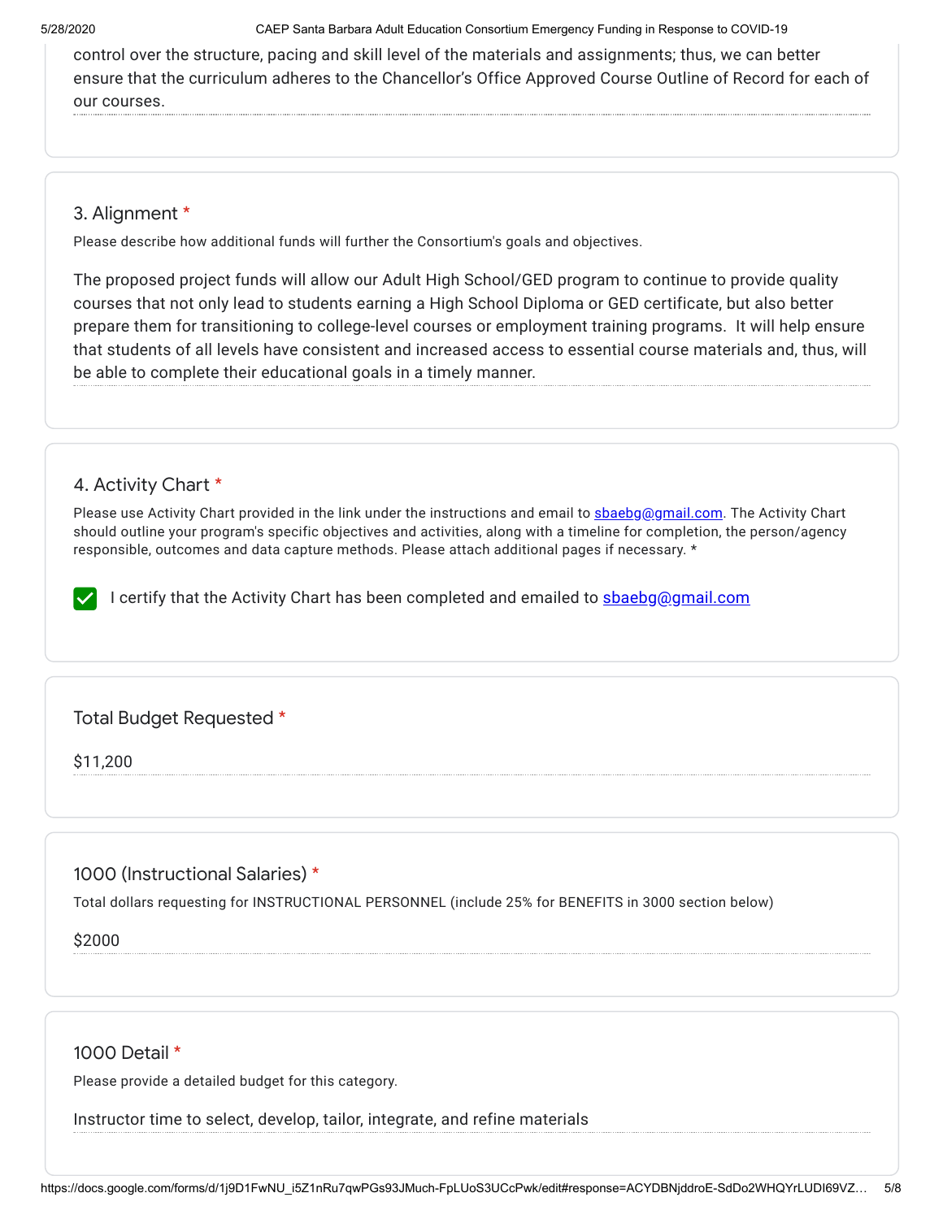control over the structure, pacing and skill level of the materials and assignments; thus, we can better ensure that the curriculum adheres to the Chancellor's Office Approved Course Outline of Record for each of our courses.

### 3. Alignment *

Please describe how additional funds will further the Consortium's goals and objectives.

The proposed project funds will allow our Adult High School/GED program to continue to provide quality courses that not only lead to students earning a High School Diploma or GED certificate, but also better prepare them for transitioning to college-level courses or employment training programs. It will help ensure that students of all levels have consistent and increased access to essential course materials and, thus, will be able to complete their educational goals in a timely manner.

### 4. Activity Chart *

Please use Activity Chart provided in the link under the instructions and email to sbaebg@gmail.com. The Activity Chart should outline your program's specific objectives and activities, along with a timeline for completion, the person/agency responsible, outcomes and data capture methods. Please attach additional pages if necessary. *

- [x] I certify that the Activity Chart has been completed and emailed to sbaebg@gmail.com

### Total Budget Requested *

$11,200

### 1000 (Instructional Salaries) *

Total dollars requesting for INSTRUCTIONAL PERSONNEL (include 25% for BENEFITS in 3000 section below)

$2000

### 1000 Detail *

Please provide a detailed budget for this category.

Instructor time to select, develop, tailor, integrate, and refine materials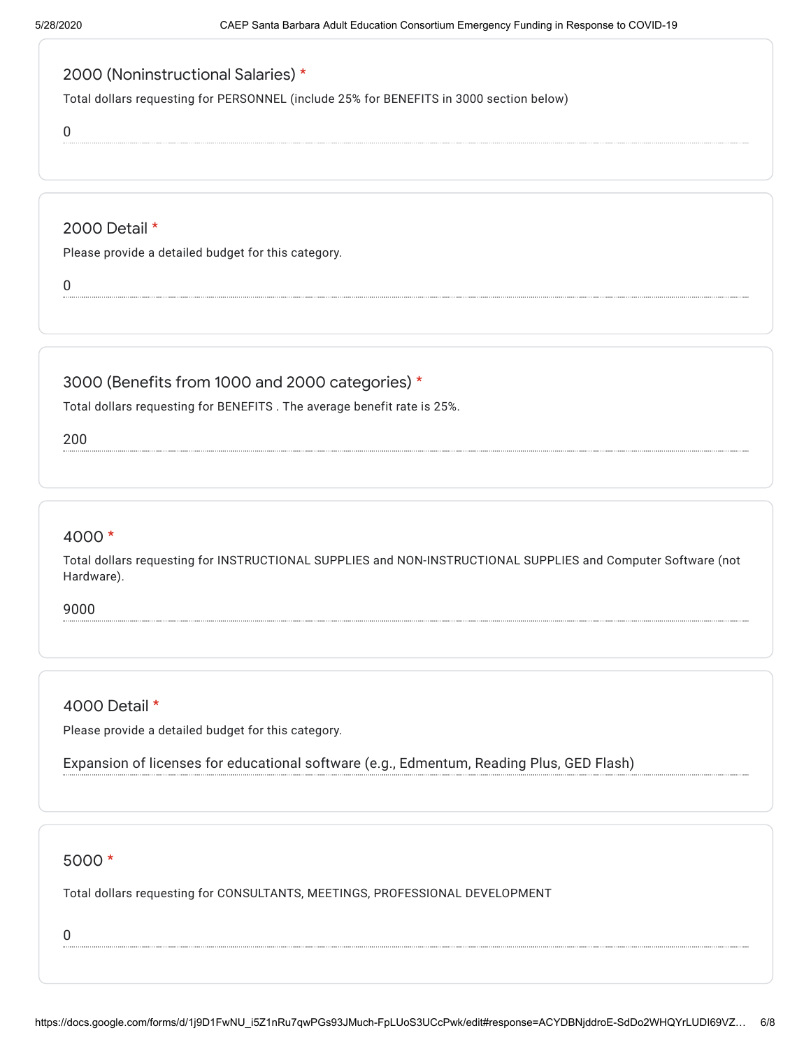### 2000 (Noninstructional Salaries) *

Total dollars requesting for PERSONNEL (include 25% for BENEFITS in 3000 section below)

0

### 2000 Detail *

Please provide a detailed budget for this category.

0

### 3000 (Benefits from 1000 and 2000 categories) *

Total dollars requesting for BENEFITS . The average benefit rate is 25%.

200

### 4000 *

Total dollars requesting for INSTRUCTIONAL SUPPLIES and NON-INSTRUCTIONAL SUPPLIES and Computer Software (not Hardware).

9000

### 4000 Detail *

Please provide a detailed budget for this category.

Expansion of licenses for educational software (e.g., Edmentum, Reading Plus, GED Flash)

### 5000 *

Total dollars requesting for CONSULTANTS, MEETINGS, PROFESSIONAL DEVELOPMENT

0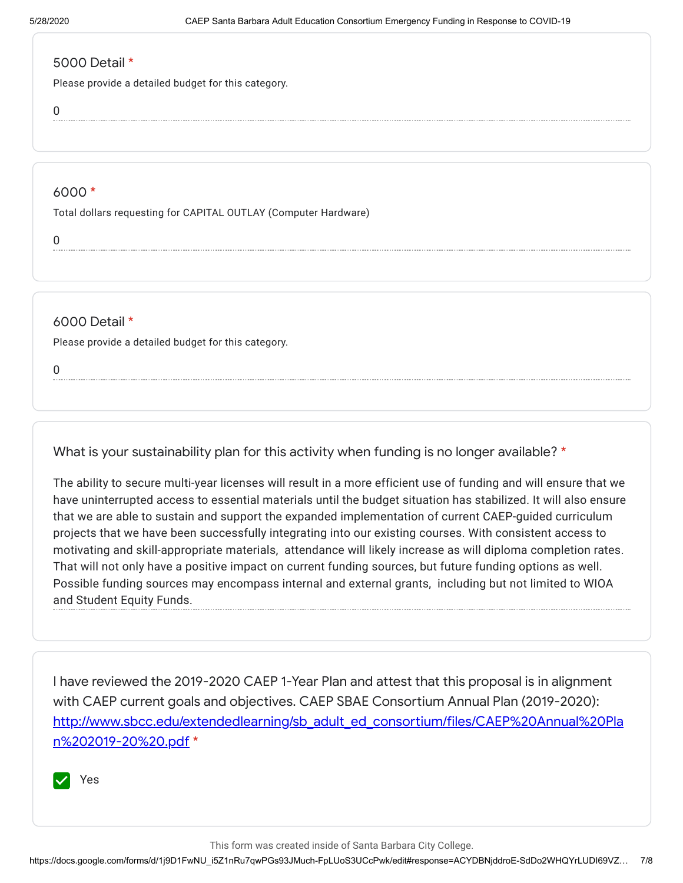## 5000 Detail *

Please provide a detailed budget for this category.

0

## 6000 *

Total dollars requesting for CAPITAL OUTLAY (Computer Hardware)

0

## 6000 Detail *

Please provide a detailed budget for this category.

0

## What is your sustainability plan for this activity when funding is no longer available? *

The ability to secure multi-year licenses will result in a more efficient use of funding and will ensure that we have uninterrupted access to essential materials until the budget situation has stabilized. It will also ensure that we are able to sustain and support the expanded implementation of current CAEP-guided curriculum projects that we have been successfully integrating into our existing courses. With consistent access to motivating and skill-appropriate materials,  attendance will likely increase as will diploma completion rates. That will not only have a positive impact on current funding sources, but future funding options as well. Possible funding sources may encompass internal and external grants,  including but not limited to WIOA and Student Equity Funds.

## I have reviewed the 2019-2020 CAEP 1-Year Plan and attest that this proposal is in alignment with CAEP current goals and objectives. CAEP SBAE Consortium Annual Plan (2019-2020): [http://www.sbcc.edu/extendedlearning/sb_adult_ed_consortium/files/CAEP%20Annual%20Plan%202019-20%20.pdf](http://www.sbcc.edu/extendedlearning/sb_adult_ed_consortium/files/CAEP%20Annual%20Plan%202019-20%20.pdf) *

- [x] Yes

This form was created inside of Santa Barbara City College.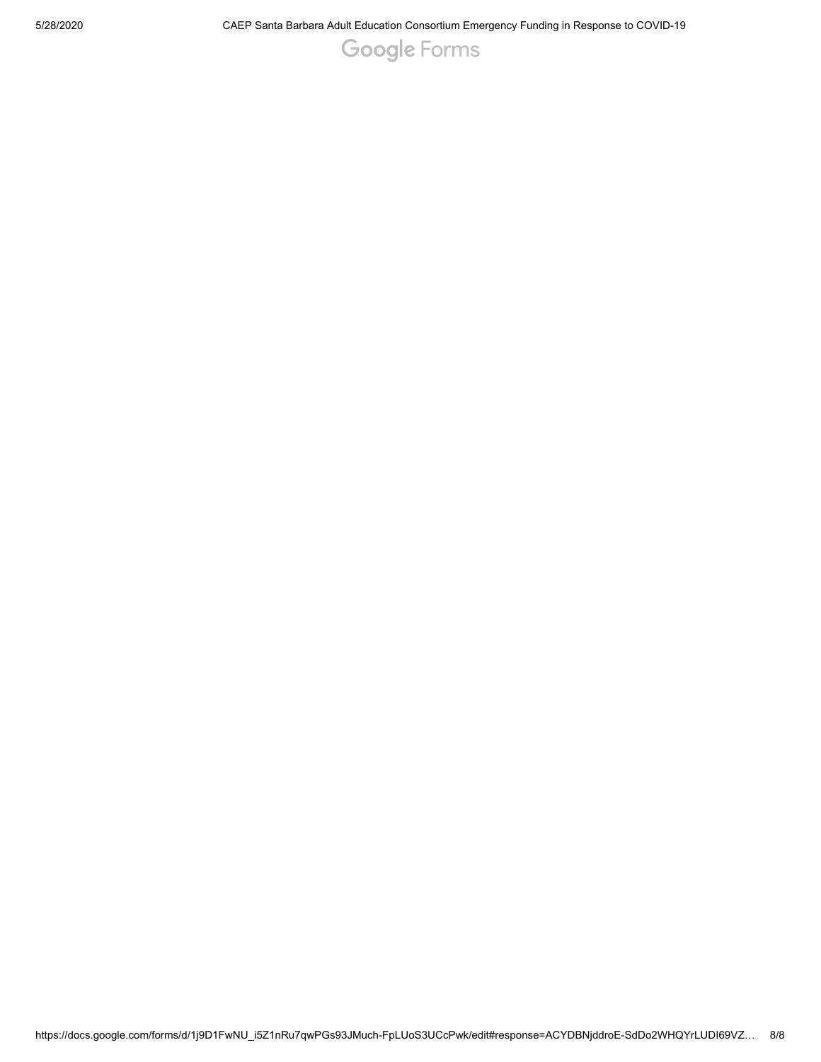Google Forms